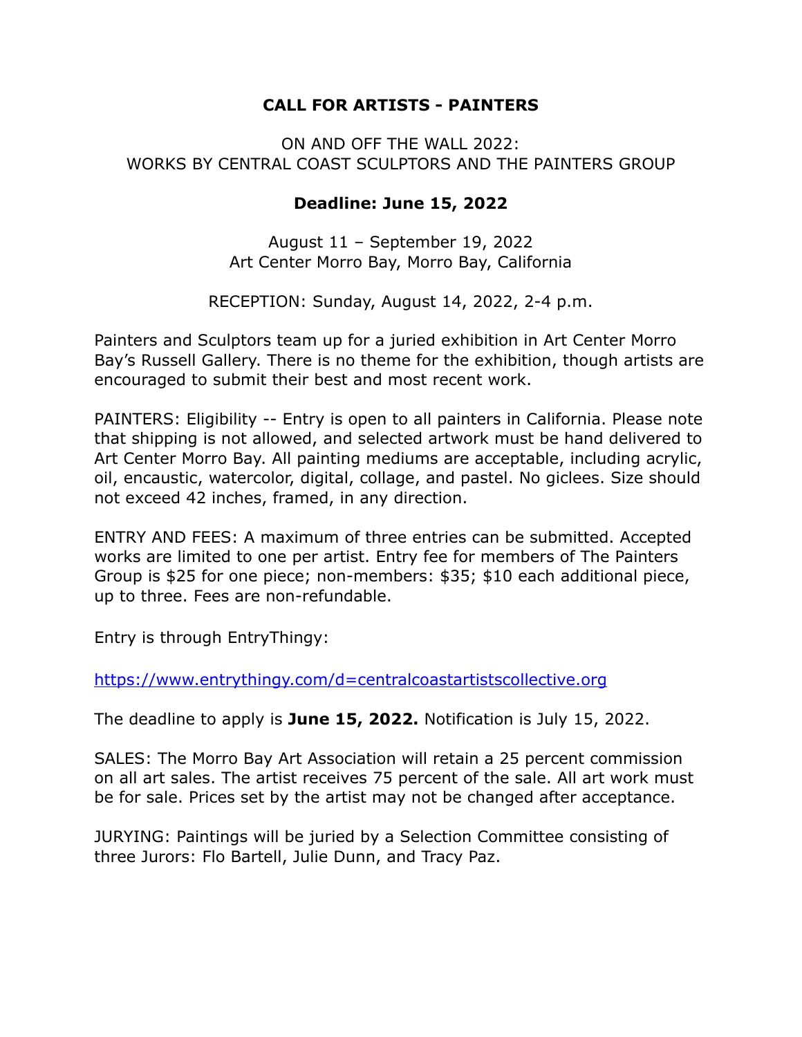# CALL FOR ARTISTS - PAINTERS

ON AND OFF THE WALL 2022:
WORKS BY CENTRAL COAST SCULPTORS AND THE PAINTERS GROUP

**Deadline: June 15, 2022**

August 11 – September 19, 2022
Art Center Morro Bay, Morro Bay, California

RECEPTION: Sunday, August 14, 2022, 2-4 p.m.

Painters and Sculptors team up for a juried exhibition in Art Center Morro Bay's Russell Gallery. There is no theme for the exhibition, though artists are encouraged to submit their best and most recent work.

PAINTERS: Eligibility -- Entry is open to all painters in California. Please note that shipping is not allowed, and selected artwork must be hand delivered to Art Center Morro Bay. All painting mediums are acceptable, including acrylic, oil, encaustic, watercolor, digital, collage, and pastel. No giclees. Size should not exceed 42 inches, framed, in any direction.

ENTRY AND FEES: A maximum of three entries can be submitted. Accepted works are limited to one per artist. Entry fee for members of The Painters Group is $25 for one piece; non-members: $35; $10 each additional piece, up to three. Fees are non-refundable.

Entry is through EntryThingy:

https://www.entrythingy.com/d=centralcoastartistscollective.org

The deadline to apply is **June 15, 2022.** Notification is July 15, 2022.

SALES: The Morro Bay Art Association will retain a 25 percent commission on all art sales. The artist receives 75 percent of the sale. All art work must be for sale. Prices set by the artist may not be changed after acceptance.

JURYING: Paintings will be juried by a Selection Committee consisting of three Jurors: Flo Bartell, Julie Dunn, and Tracy Paz.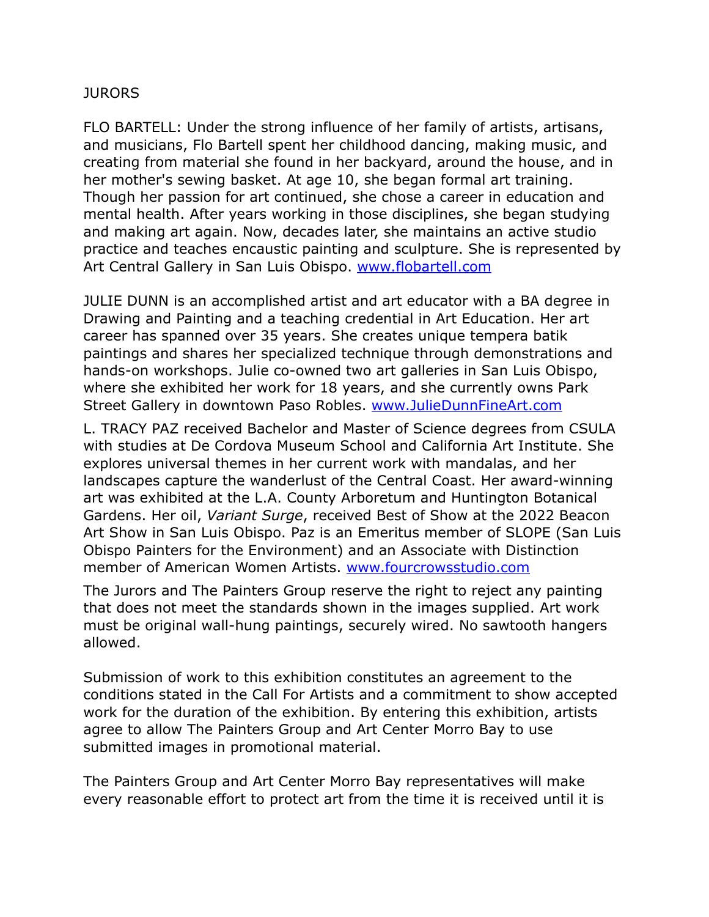## JURORS

FLO BARTELL: Under the strong influence of her family of artists, artisans, and musicians, Flo Bartell spent her childhood dancing, making music, and creating from material she found in her backyard, around the house, and in her mother's sewing basket. At age 10, she began formal art training. Though her passion for art continued, she chose a career in education and mental health. After years working in those disciplines, she began studying and making art again. Now, decades later, she maintains an active studio practice and teaches encaustic painting and sculpture. She is represented by Art Central Gallery in San Luis Obispo. [www.flobartell.com](http://www.flobartell.com)

JULIE DUNN is an accomplished artist and art educator with a BA degree in Drawing and Painting and a teaching credential in Art Education. Her art career has spanned over 35 years. She creates unique tempera batik paintings and shares her specialized technique through demonstrations and hands-on workshops. Julie co-owned two art galleries in San Luis Obispo, where she exhibited her work for 18 years, and she currently owns Park Street Gallery in downtown Paso Robles. [www.JulieDunnFineArt.com](http://www.JulieDunnFineArt.com)

L. TRACY PAZ received Bachelor and Master of Science degrees from CSULA with studies at De Cordova Museum School and California Art Institute. She explores universal themes in her current work with mandalas, and her landscapes capture the wanderlust of the Central Coast. Her award-winning art was exhibited at the L.A. County Arboretum and Huntington Botanical Gardens. Her oil, *Variant Surge*, received Best of Show at the 2022 Beacon Art Show in San Luis Obispo. Paz is an Emeritus member of SLOPE (San Luis Obispo Painters for the Environment) and an Associate with Distinction member of American Women Artists. [www.fourcrowsstudio.com](http://www.fourcrowsstudio.com)

The Jurors and The Painters Group reserve the right to reject any painting that does not meet the standards shown in the images supplied. Art work must be original wall-hung paintings, securely wired. No sawtooth hangers allowed.

Submission of work to this exhibition constitutes an agreement to the conditions stated in the Call For Artists and a commitment to show accepted work for the duration of the exhibition. By entering this exhibition, artists agree to allow The Painters Group and Art Center Morro Bay to use submitted images in promotional material.

The Painters Group and Art Center Morro Bay representatives will make every reasonable effort to protect art from the time it is received until it is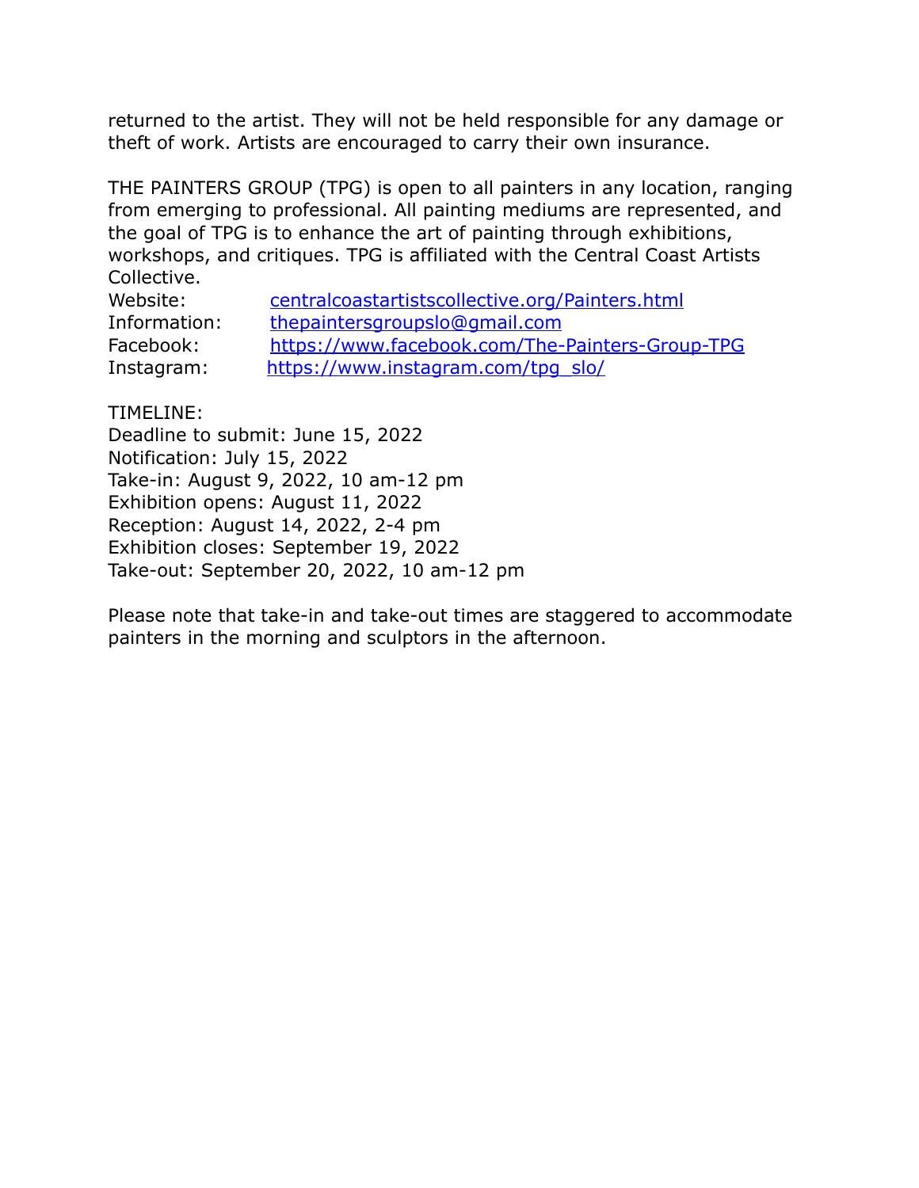returned to the artist. They will not be held responsible for any damage or theft of work. Artists are encouraged to carry their own insurance.

THE PAINTERS GROUP (TPG) is open to all painters in any location, ranging from emerging to professional. All painting mediums are represented, and the goal of TPG is to enhance the art of painting through exhibitions, workshops, and critiques. TPG is affiliated with the Central Coast Artists Collective.

Website: centralcoastartistscollective.org/Painters.html
Information: thepaintersgroupslo@gmail.com
Facebook: https://www.facebook.com/The-Painters-Group-TPG
Instagram: https://www.instagram.com/tpg_slo/

TIMELINE:
Deadline to submit: June 15, 2022
Notification: July 15, 2022
Take-in: August 9, 2022, 10 am-12 pm
Exhibition opens: August 11, 2022
Reception: August 14, 2022, 2-4 pm
Exhibition closes: September 19, 2022
Take-out: September 20, 2022, 10 am-12 pm

Please note that take-in and take-out times are staggered to accommodate painters in the morning and sculptors in the afternoon.